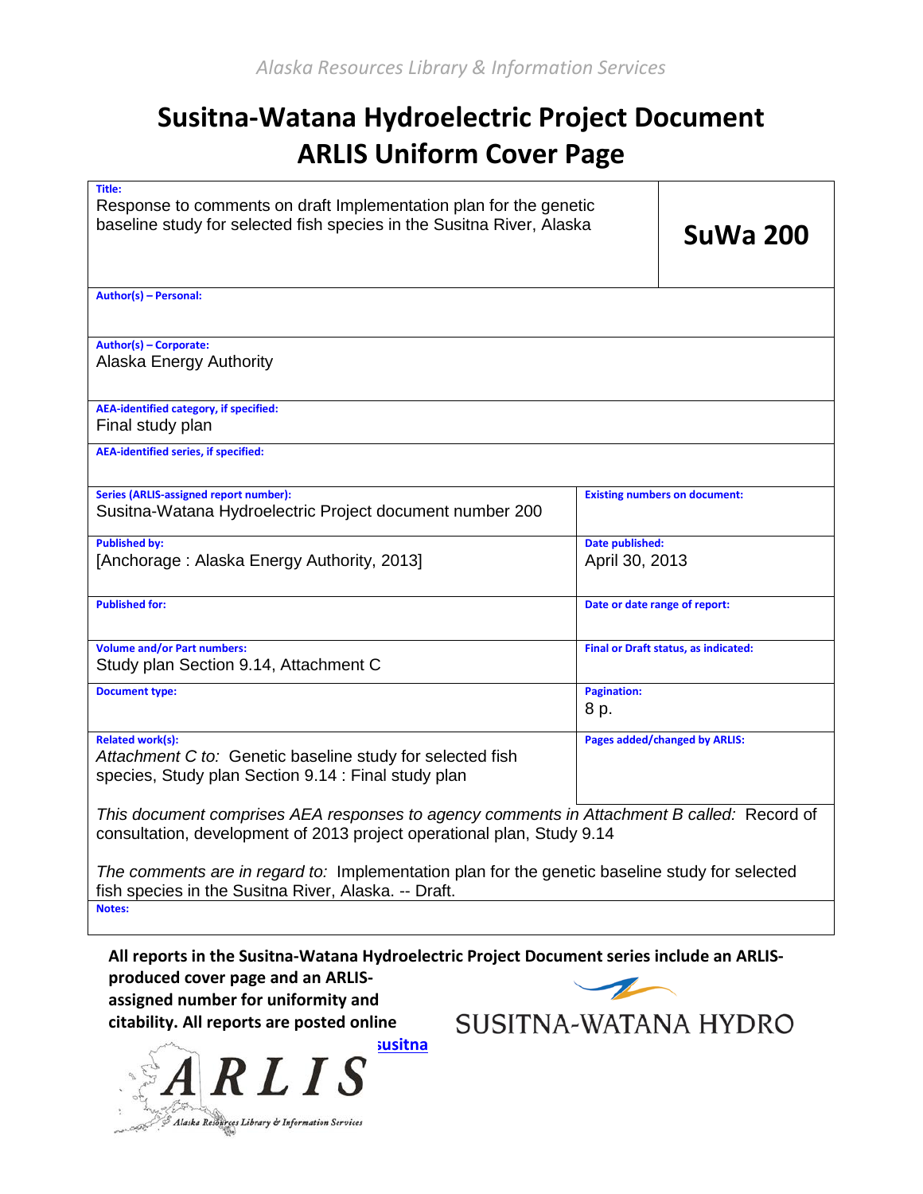Alaska Resources Library & Information Services

# Susitna-Watana Hydroelectric Project Document
# ARLIS Uniform Cover Page

| **Title:** Response to comments on draft Implementation plan for the genetic baseline study for selected fish species in the Susitna River, Alaska | **SuWa 200** |
|---|---|
| **Author(s) – Personal:** | |
| **Author(s) – Corporate:** Alaska Energy Authority | |
| **AEA-identified category, if specified:** Final study plan | |
| **AEA-identified series, if specified:** | |
| **Series (ARLIS-assigned report number):** Susitna-Watana Hydroelectric Project document number 200 | **Existing numbers on document:** |
| **Published by:** [Anchorage : Alaska Energy Authority, 2013] | **Date published:** April 30, 2013 |
| **Published for:** | **Date or date range of report:** |
| **Volume and/or Part numbers:** Study plan Section 9.14, Attachment C | **Final or Draft status, as indicated:** |
| **Document type:** | **Pagination:** 8 p. |
| **Related work(s):** *Attachment C to:* Genetic baseline study for selected fish species, Study plan Section 9.14 : Final study plan | **Pages added/changed by ARLIS:** |

*This document comprises AEA responses to agency comments in Attachment B called:* Record of consultation, development of 2013 project operational plan, Study 9.14

*The comments are in regard to:* Implementation plan for the genetic baseline study for selected fish species in the Susitna River, Alaska. -- Draft.

**Notes:**

**All reports in the Susitna-Watana Hydroelectric Project Document series include an ARLIS-produced cover page and an ARLIS-assigned number for uniformity and citability. All reports are posted online** **susitna**

SUSITNA-WATANA HYDRO

ARLIS Alaska Resources Library & Information Services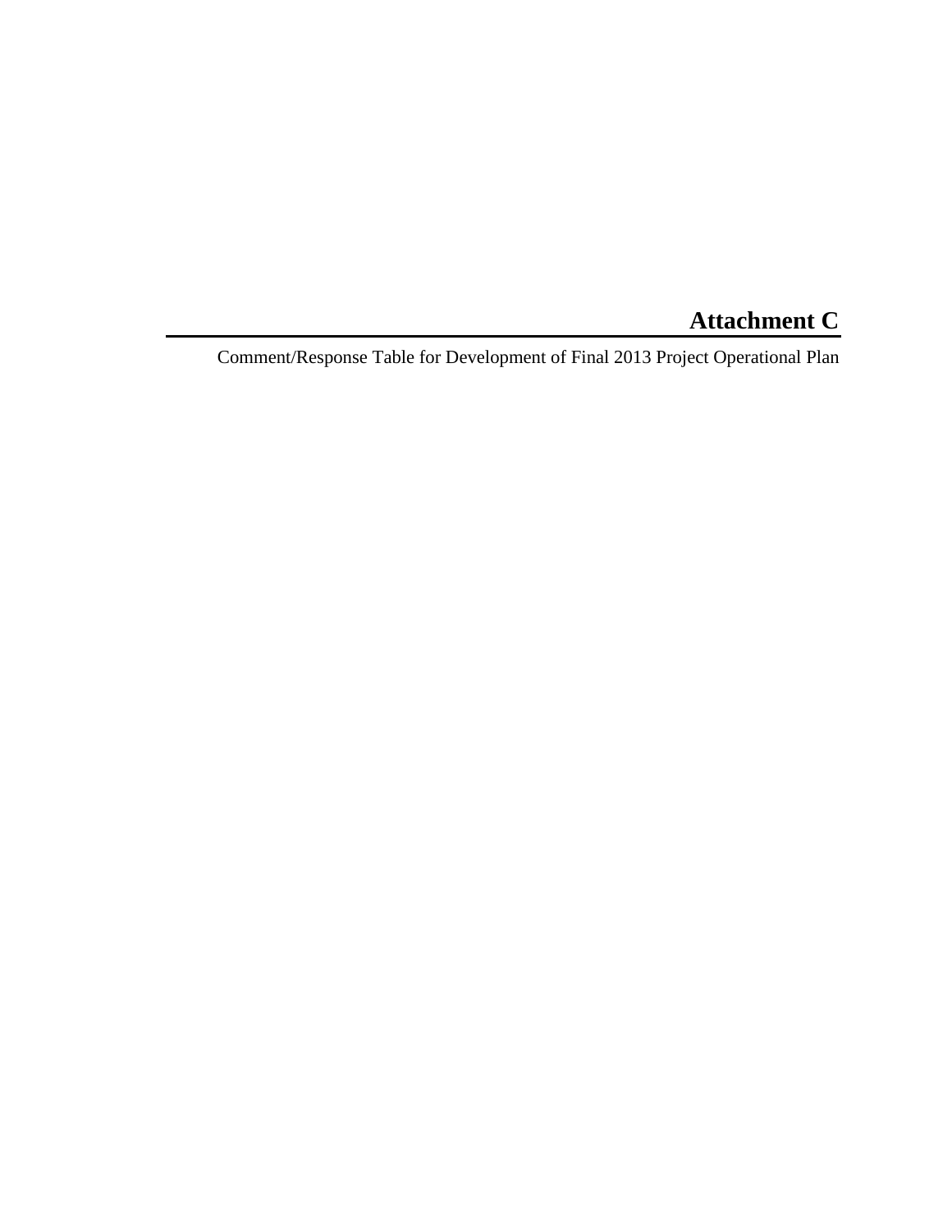# Attachment C

Comment/Response Table for Development of Final 2013 Project Operational Plan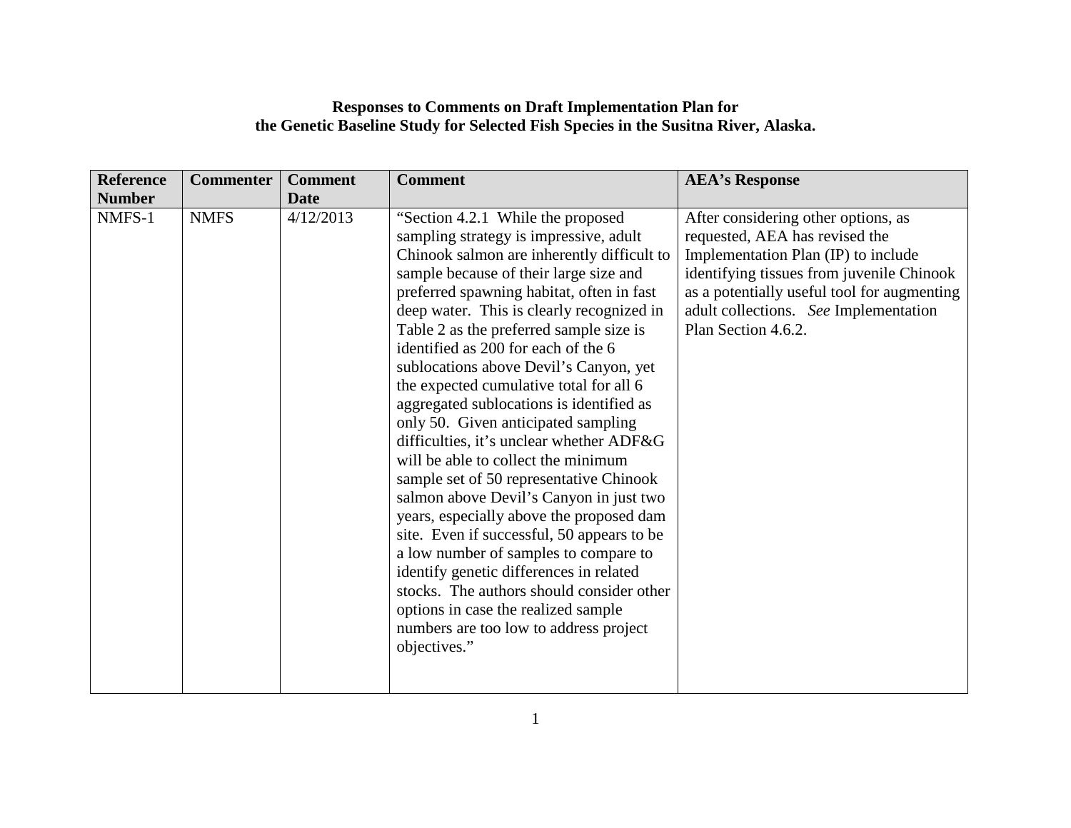**Responses to Comments on Draft Implementation Plan for the Genetic Baseline Study for Selected Fish Species in the Susitna River, Alaska.**

| Reference Number | Commenter | Comment Date | Comment | AEA's Response |
|---|---|---|---|---|
| NMFS-1 | NMFS | 4/12/2013 | "Section 4.2.1 While the proposed sampling strategy is impressive, adult Chinook salmon are inherently difficult to sample because of their large size and preferred spawning habitat, often in fast deep water. This is clearly recognized in Table 2 as the preferred sample size is identified as 200 for each of the 6 sublocations above Devil's Canyon, yet the expected cumulative total for all 6 aggregated sublocations is identified as only 50. Given anticipated sampling difficulties, it's unclear whether ADF&G will be able to collect the minimum sample set of 50 representative Chinook salmon above Devil's Canyon in just two years, especially above the proposed dam site. Even if successful, 50 appears to be a low number of samples to compare to identify genetic differences in related stocks. The authors should consider other options in case the realized sample numbers are too low to address project objectives." | After considering other options, as requested, AEA has revised the Implementation Plan (IP) to include identifying tissues from juvenile Chinook as a potentially useful tool for augmenting adult collections. *See* Implementation Plan Section 4.6.2. |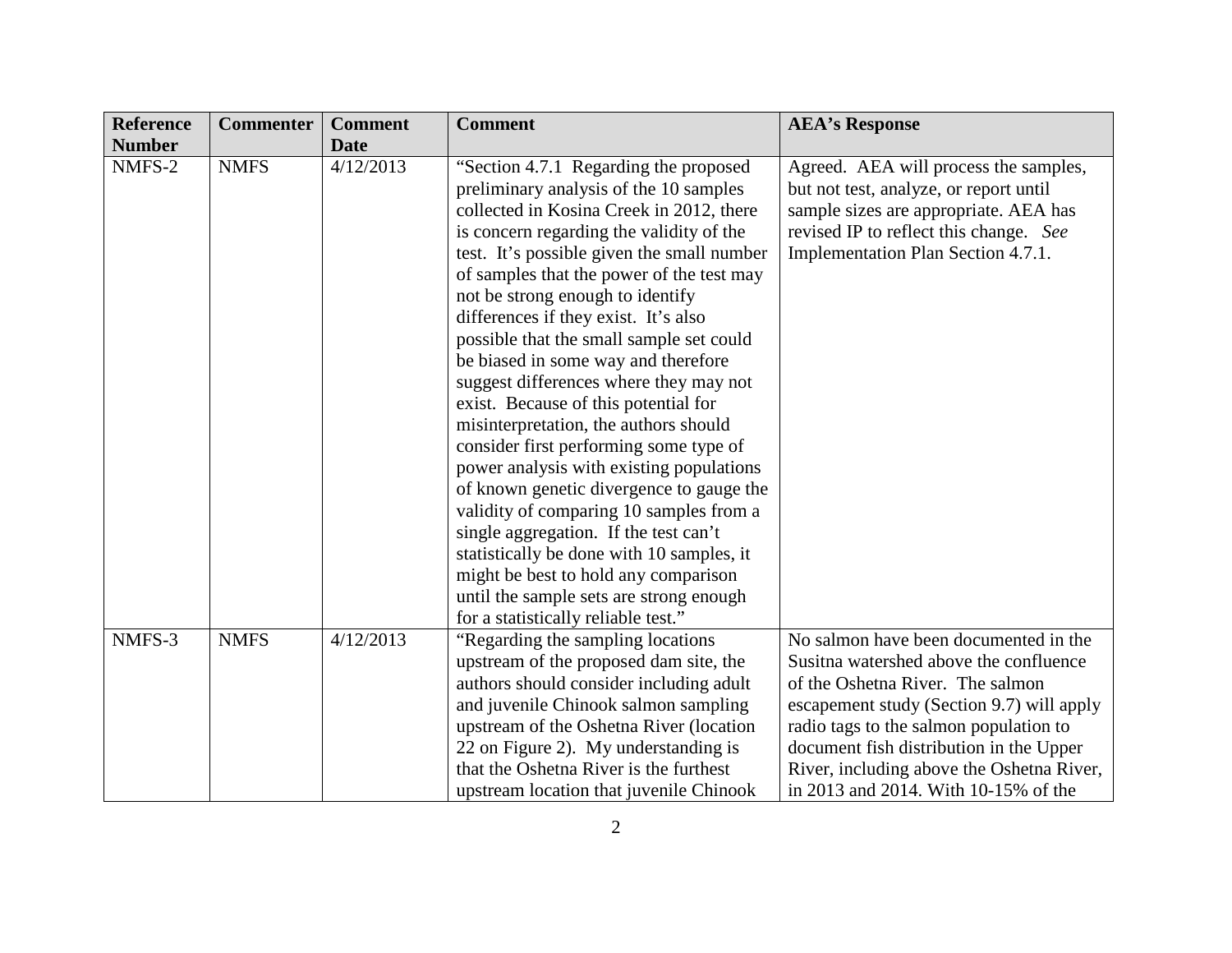| Reference Number | Commenter | Comment Date | Comment | AEA's Response |
| --- | --- | --- | --- | --- |
| NMFS-2 | NMFS | 4/12/2013 | "Section 4.7.1 Regarding the proposed preliminary analysis of the 10 samples collected in Kosina Creek in 2012, there is concern regarding the validity of the test. It's possible given the small number of samples that the power of the test may not be strong enough to identify differences if they exist. It's also possible that the small sample set could be biased in some way and therefore suggest differences where they may not exist. Because of this potential for misinterpretation, the authors should consider first performing some type of power analysis with existing populations of known genetic divergence to gauge the validity of comparing 10 samples from a single aggregation. If the test can't statistically be done with 10 samples, it might be best to hold any comparison until the sample sets are strong enough for a statistically reliable test." | Agreed. AEA will process the samples, but not test, analyze, or report until sample sizes are appropriate. AEA has revised IP to reflect this change. *See* Implementation Plan Section 4.7.1. |
| NMFS-3 | NMFS | 4/12/2013 | "Regarding the sampling locations upstream of the proposed dam site, the authors should consider including adult and juvenile Chinook salmon sampling upstream of the Oshetna River (location 22 on Figure 2). My understanding is that the Oshetna River is the furthest upstream location that juvenile Chinook | No salmon have been documented in the Susitna watershed above the confluence of the Oshetna River. The salmon escapement study (Section 9.7) will apply radio tags to the salmon population to document fish distribution in the Upper River, including above the Oshetna River, in 2013 and 2014. With 10-15% of the |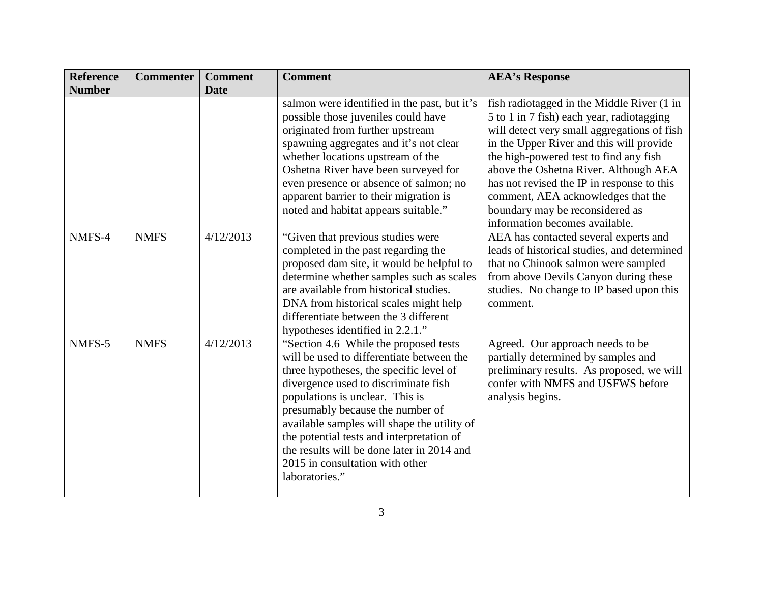| Reference Number | Commenter | Comment Date | Comment | AEA's Response |
| --- | --- | --- | --- | --- |
| | | | salmon were identified in the past, but it's possible those juveniles could have originated from further upstream spawning aggregates and it's not clear whether locations upstream of the Oshetna River have been surveyed for even presence or absence of salmon; no apparent barrier to their migration is noted and habitat appears suitable." | fish radiotagged in the Middle River (1 in 5 to 1 in 7 fish) each year, radiotagging will detect very small aggregations of fish in the Upper River and this will provide the high-powered test to find any fish above the Oshetna River. Although AEA has not revised the IP in response to this comment, AEA acknowledges that the boundary may be reconsidered as information becomes available. |
| NMFS-4 | NMFS | 4/12/2013 | "Given that previous studies were completed in the past regarding the proposed dam site, it would be helpful to determine whether samples such as scales are available from historical studies. DNA from historical scales might help differentiate between the 3 different hypotheses identified in 2.2.1." | AEA has contacted several experts and leads of historical studies, and determined that no Chinook salmon were sampled from above Devils Canyon during these studies. No change to IP based upon this comment. |
| NMFS-5 | NMFS | 4/12/2013 | "Section 4.6 While the proposed tests will be used to differentiate between the three hypotheses, the specific level of divergence used to discriminate fish populations is unclear. This is presumably because the number of available samples will shape the utility of the potential tests and interpretation of the results will be done later in 2014 and 2015 in consultation with other laboratories." | Agreed. Our approach needs to be partially determined by samples and preliminary results. As proposed, we will confer with NMFS and USFWS before analysis begins. |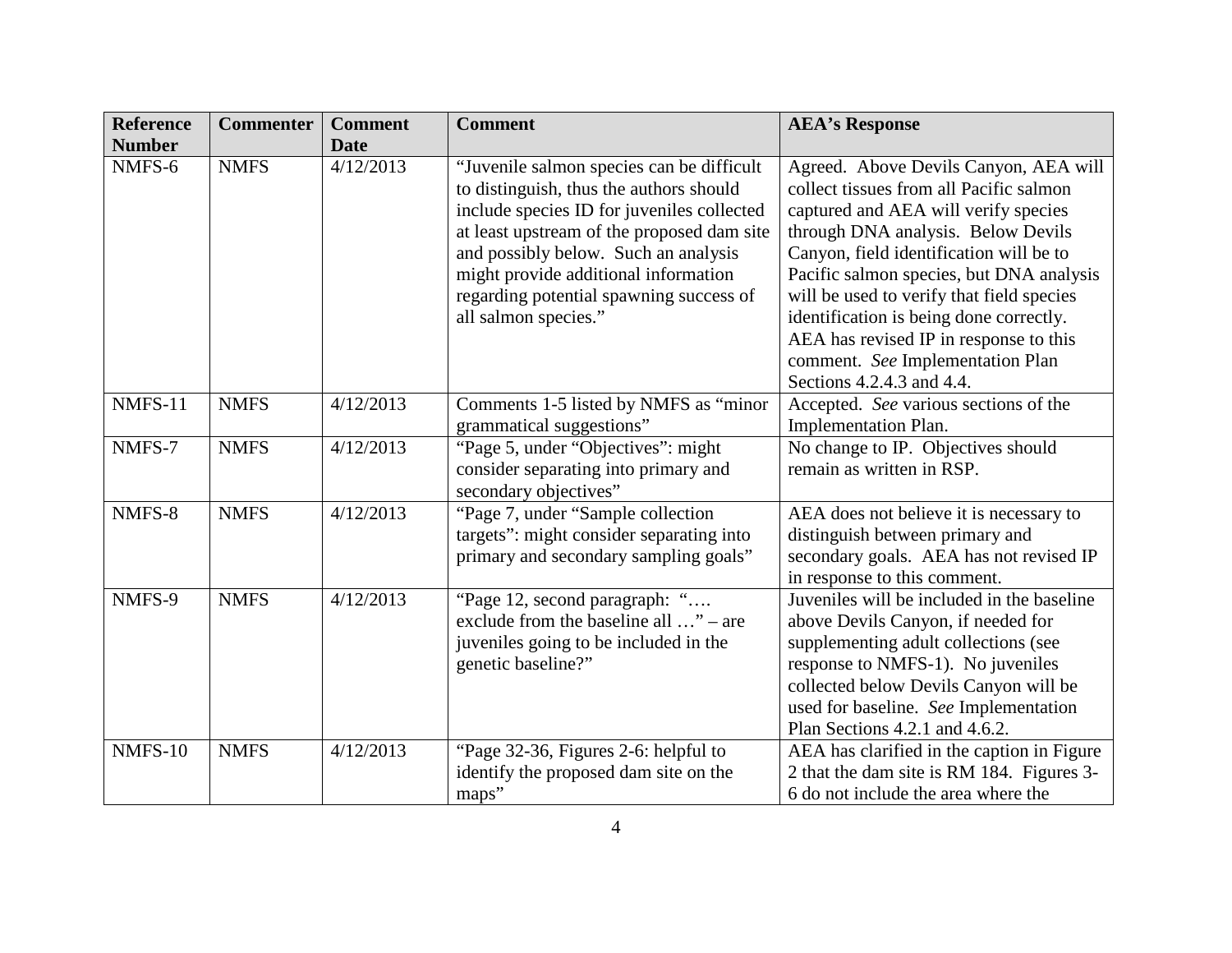| Reference Number | Commenter | Comment Date | Comment | AEA's Response |
|---|---|---|---|---|
| NMFS-6 | NMFS | 4/12/2013 | "Juvenile salmon species can be difficult to distinguish, thus the authors should include species ID for juveniles collected at least upstream of the proposed dam site and possibly below. Such an analysis might provide additional information regarding potential spawning success of all salmon species." | Agreed. Above Devils Canyon, AEA will collect tissues from all Pacific salmon captured and AEA will verify species through DNA analysis. Below Devils Canyon, field identification will be to Pacific salmon species, but DNA analysis will be used to verify that field species identification is being done correctly. AEA has revised IP in response to this comment. *See* Implementation Plan Sections 4.2.4.3 and 4.4. |
| NMFS-11 | NMFS | 4/12/2013 | Comments 1-5 listed by NMFS as "minor grammatical suggestions" | Accepted. *See* various sections of the Implementation Plan. |
| NMFS-7 | NMFS | 4/12/2013 | "Page 5, under "Objectives": might consider separating into primary and secondary objectives" | No change to IP. Objectives should remain as written in RSP. |
| NMFS-8 | NMFS | 4/12/2013 | "Page 7, under "Sample collection targets": might consider separating into primary and secondary sampling goals" | AEA does not believe it is necessary to distinguish between primary and secondary goals. AEA has not revised IP in response to this comment. |
| NMFS-9 | NMFS | 4/12/2013 | "Page 12, second paragraph: "…. exclude from the baseline all …" – are juveniles going to be included in the genetic baseline?" | Juveniles will be included in the baseline above Devils Canyon, if needed for supplementing adult collections (see response to NMFS-1). No juveniles collected below Devils Canyon will be used for baseline. *See* Implementation Plan Sections 4.2.1 and 4.6.2. |
| NMFS-10 | NMFS | 4/12/2013 | "Page 32-36, Figures 2-6: helpful to identify the proposed dam site on the maps" | AEA has clarified in the caption in Figure 2 that the dam site is RM 184. Figures 3-6 do not include the area where the |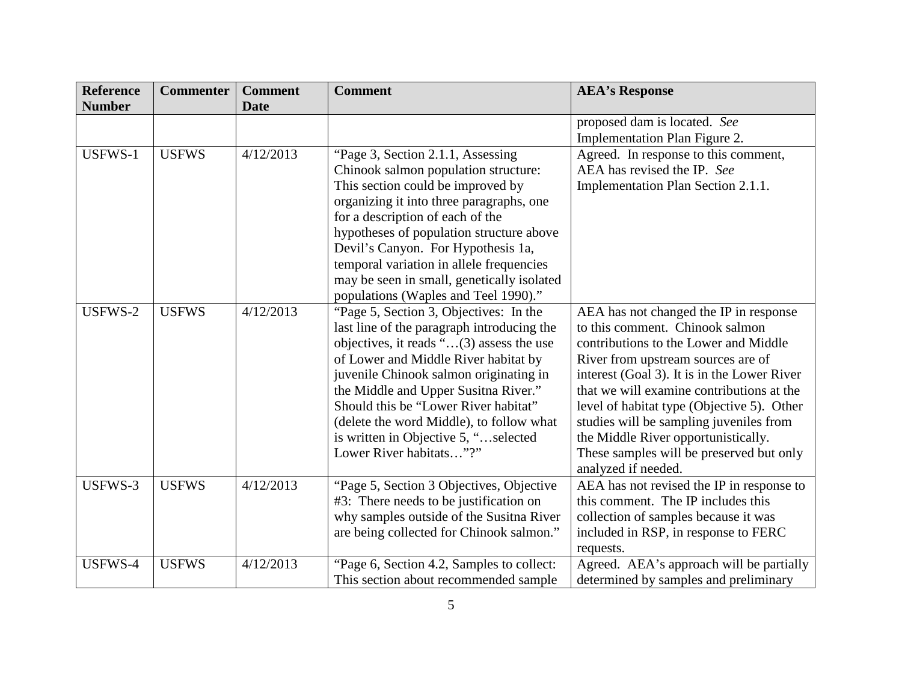| Reference Number | Commenter | Comment Date | Comment | AEA's Response |
|---|---|---|---|---|
| | | | | proposed dam is located. *See* Implementation Plan Figure 2. |
| USFWS-1 | USFWS | 4/12/2013 | "Page 3, Section 2.1.1, Assessing Chinook salmon population structure: This section could be improved by organizing it into three paragraphs, one for a description of each of the hypotheses of population structure above Devil's Canyon. For Hypothesis 1a, temporal variation in allele frequencies may be seen in small, genetically isolated populations (Waples and Teel 1990)." | Agreed. In response to this comment, AEA has revised the IP. *See* Implementation Plan Section 2.1.1. |
| USFWS-2 | USFWS | 4/12/2013 | "Page 5, Section 3, Objectives: In the last line of the paragraph introducing the objectives, it reads "…(3) assess the use of Lower and Middle River habitat by juvenile Chinook salmon originating in the Middle and Upper Susitna River." Should this be "Lower River habitat" (delete the word Middle), to follow what is written in Objective 5, "…selected Lower River habitats…"?" | AEA has not changed the IP in response to this comment. Chinook salmon contributions to the Lower and Middle River from upstream sources are of interest (Goal 3). It is in the Lower River that we will examine contributions at the level of habitat type (Objective 5). Other studies will be sampling juveniles from the Middle River opportunistically. These samples will be preserved but only analyzed if needed. |
| USFWS-3 | USFWS | 4/12/2013 | "Page 5, Section 3 Objectives, Objective #3: There needs to be justification on why samples outside of the Susitna River are being collected for Chinook salmon." | AEA has not revised the IP in response to this comment. The IP includes this collection of samples because it was included in RSP, in response to FERC requests. |
| USFWS-4 | USFWS | 4/12/2013 | "Page 6, Section 4.2, Samples to collect: This section about recommended sample | Agreed. AEA's approach will be partially determined by samples and preliminary |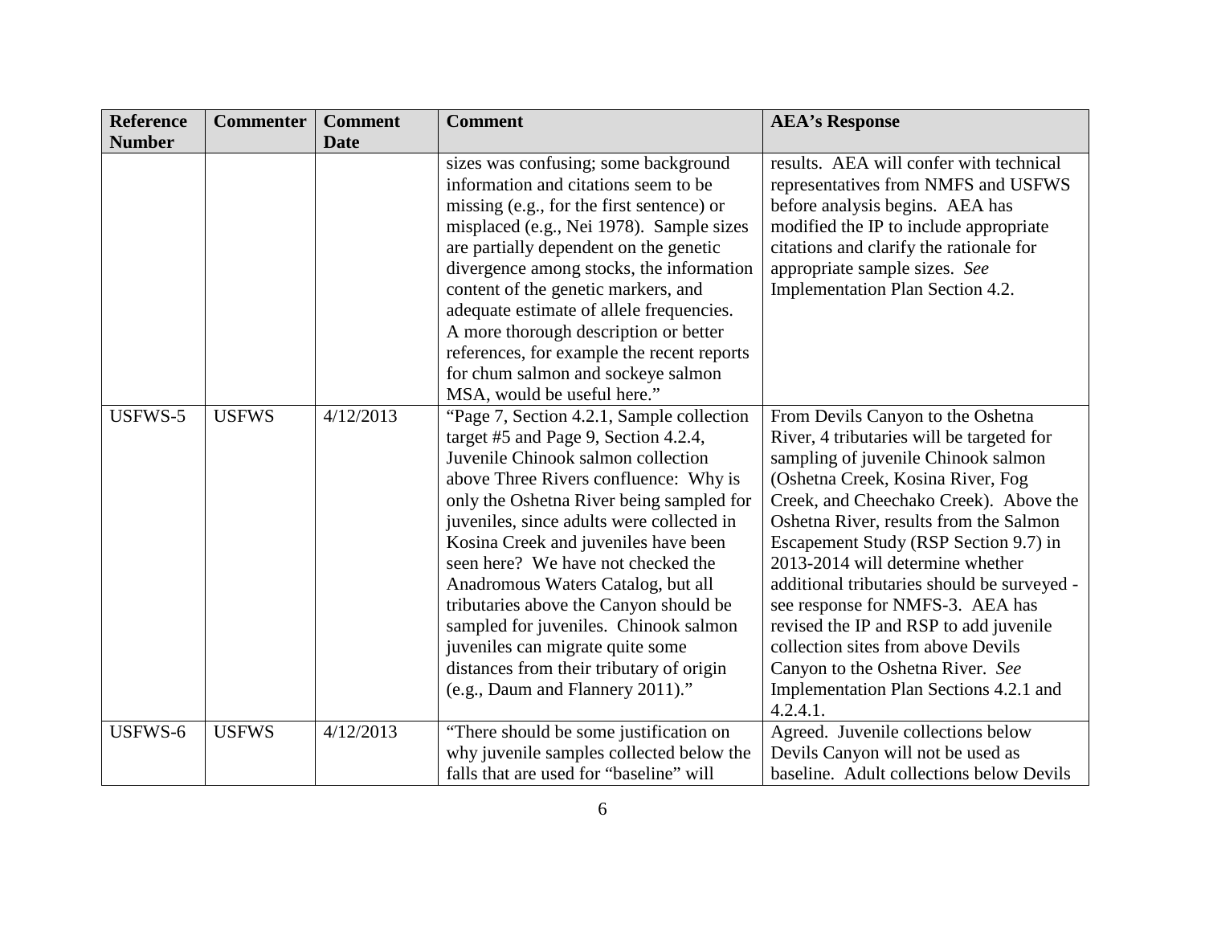| Reference Number | Commenter | Comment Date | Comment | AEA's Response |
|---|---|---|---|---|
| | | | sizes was confusing; some background information and citations seem to be missing (e.g., for the first sentence) or misplaced (e.g., Nei 1978). Sample sizes are partially dependent on the genetic divergence among stocks, the information content of the genetic markers, and adequate estimate of allele frequencies. A more thorough description or better references, for example the recent reports for chum salmon and sockeye salmon MSA, would be useful here." | results. AEA will confer with technical representatives from NMFS and USFWS before analysis begins. AEA has modified the IP to include appropriate citations and clarify the rationale for appropriate sample sizes. *See* Implementation Plan Section 4.2. |
| USFWS-5 | USFWS | 4/12/2013 | "Page 7, Section 4.2.1, Sample collection target #5 and Page 9, Section 4.2.4, Juvenile Chinook salmon collection above Three Rivers confluence: Why is only the Oshetna River being sampled for juveniles, since adults were collected in Kosina Creek and juveniles have been seen here? We have not checked the Anadromous Waters Catalog, but all tributaries above the Canyon should be sampled for juveniles. Chinook salmon juveniles can migrate quite some distances from their tributary of origin (e.g., Daum and Flannery 2011)." | From Devils Canyon to the Oshetna River, 4 tributaries will be targeted for sampling of juvenile Chinook salmon (Oshetna Creek, Kosina River, Fog Creek, and Cheechako Creek). Above the Oshetna River, results from the Salmon Escapement Study (RSP Section 9.7) in 2013-2014 will determine whether additional tributaries should be surveyed - see response for NMFS-3. AEA has revised the IP and RSP to add juvenile collection sites from above Devils Canyon to the Oshetna River. *See* Implementation Plan Sections 4.2.1 and 4.2.4.1. |
| USFWS-6 | USFWS | 4/12/2013 | "There should be some justification on why juvenile samples collected below the falls that are used for "baseline" will | Agreed. Juvenile collections below Devils Canyon will not be used as baseline. Adult collections below Devils |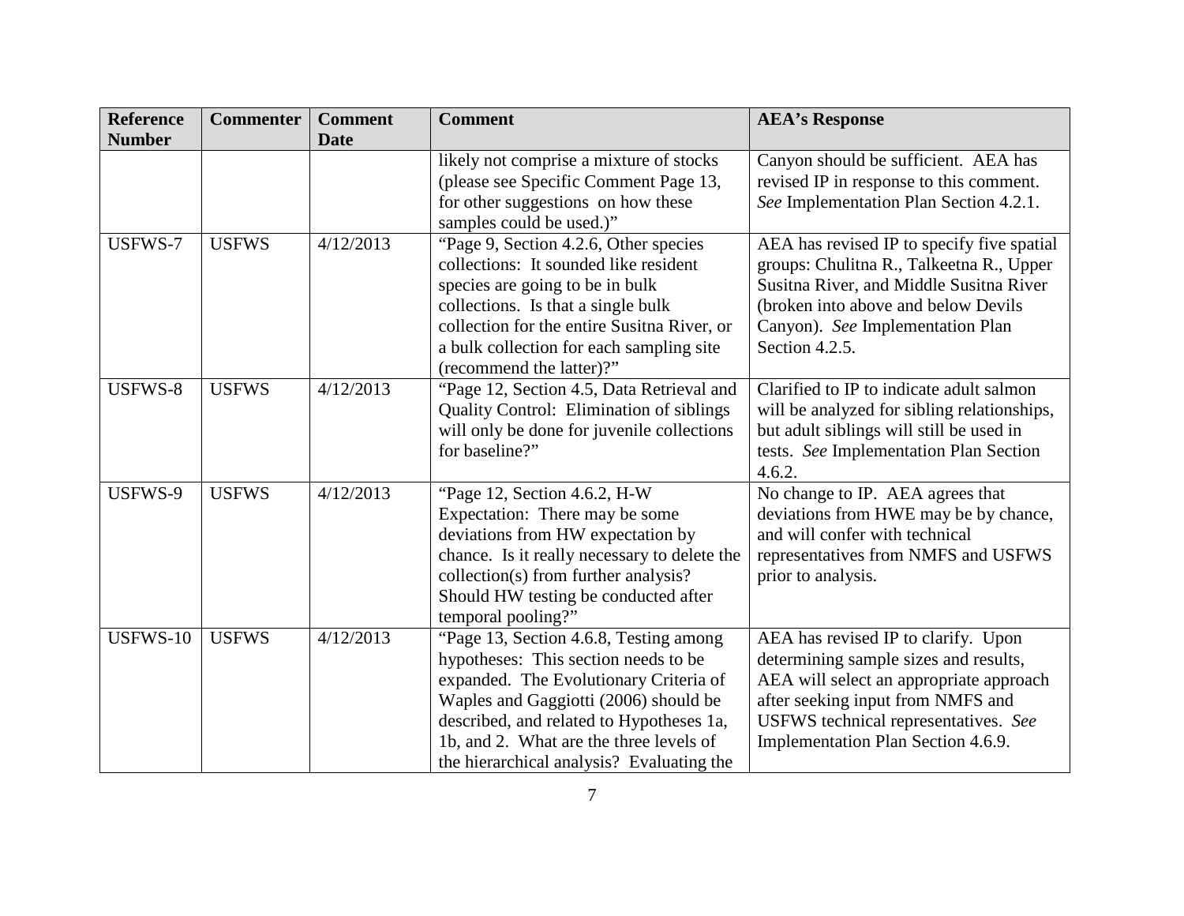| Reference Number | Commenter | Comment Date | Comment | AEA's Response |
|---|---|---|---|---|
| | | | likely not comprise a mixture of stocks (please see Specific Comment Page 13, for other suggestions on how these samples could be used.)" | Canyon should be sufficient. AEA has revised IP in response to this comment. *See* Implementation Plan Section 4.2.1. |
| USFWS-7 | USFWS | 4/12/2013 | "Page 9, Section 4.2.6, Other species collections: It sounded like resident species are going to be in bulk collections. Is that a single bulk collection for the entire Susitna River, or a bulk collection for each sampling site (recommend the latter)?" | AEA has revised IP to specify five spatial groups: Chulitna R., Talkeetna R., Upper Susitna River, and Middle Susitna River (broken into above and below Devils Canyon). *See* Implementation Plan Section 4.2.5. |
| USFWS-8 | USFWS | 4/12/2013 | "Page 12, Section 4.5, Data Retrieval and Quality Control: Elimination of siblings will only be done for juvenile collections for baseline?" | Clarified to IP to indicate adult salmon will be analyzed for sibling relationships, but adult siblings will still be used in tests. *See* Implementation Plan Section 4.6.2. |
| USFWS-9 | USFWS | 4/12/2013 | "Page 12, Section 4.6.2, H-W Expectation: There may be some deviations from HW expectation by chance. Is it really necessary to delete the collection(s) from further analysis? Should HW testing be conducted after temporal pooling?" | No change to IP. AEA agrees that deviations from HWE may be by chance, and will confer with technical representatives from NMFS and USFWS prior to analysis. |
| USFWS-10 | USFWS | 4/12/2013 | "Page 13, Section 4.6.8, Testing among hypotheses: This section needs to be expanded. The Evolutionary Criteria of Waples and Gaggiotti (2006) should be described, and related to Hypotheses 1a, 1b, and 2. What are the three levels of the hierarchical analysis? Evaluating the | AEA has revised IP to clarify. Upon determining sample sizes and results, AEA will select an appropriate approach after seeking input from NMFS and USFWS technical representatives. *See* Implementation Plan Section 4.6.9. |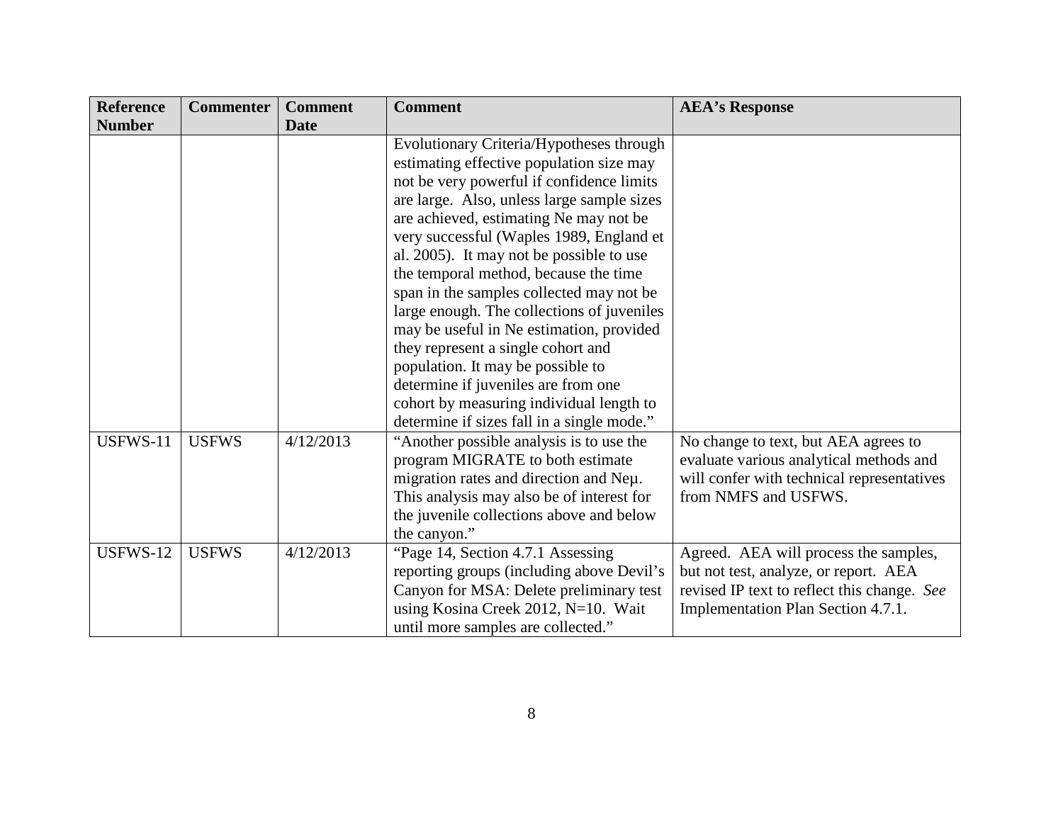| Reference Number | Commenter | Comment Date | Comment | AEA's Response |
|---|---|---|---|---|
| | | | Evolutionary Criteria/Hypotheses through estimating effective population size may not be very powerful if confidence limits are large. Also, unless large sample sizes are achieved, estimating Ne may not be very successful (Waples 1989, England et al. 2005). It may not be possible to use the temporal method, because the time span in the samples collected may not be large enough. The collections of juveniles may be useful in Ne estimation, provided they represent a single cohort and population. It may be possible to determine if juveniles are from one cohort by measuring individual length to determine if sizes fall in a single mode." | |
| USFWS-11 | USFWS | 4/12/2013 | "Another possible analysis is to use the program MIGRATE to both estimate migration rates and direction and Neμ. This analysis may also be of interest for the juvenile collections above and below the canyon." | No change to text, but AEA agrees to evaluate various analytical methods and will confer with technical representatives from NMFS and USFWS. |
| USFWS-12 | USFWS | 4/12/2013 | "Page 14, Section 4.7.1 Assessing reporting groups (including above Devil's Canyon for MSA: Delete preliminary test using Kosina Creek 2012, N=10. Wait until more samples are collected." | Agreed. AEA will process the samples, but not test, analyze, or report. AEA revised IP text to reflect this change. *See* Implementation Plan Section 4.7.1. |